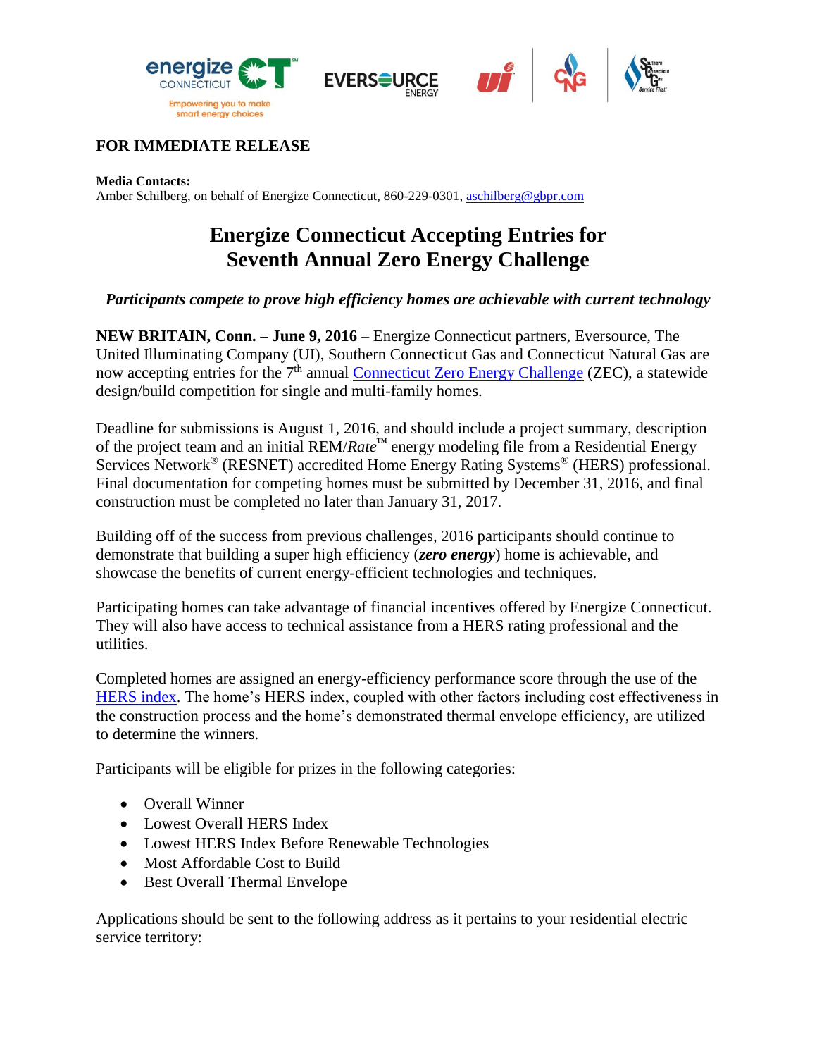**FOR IMMEDIATE RELEASE**

**Media Contacts:**
Amber Schilberg, on behalf of Energize Connecticut, 860-229-0301, aschilberg@gbpr.com

# Energize Connecticut Accepting Entries for Seventh Annual Zero Energy Challenge

***Participants compete to prove high efficiency homes are achievable with current technology***

**NEW BRITAIN, Conn. – June 9, 2016** – Energize Connecticut partners, Eversource, The United Illuminating Company (UI), Southern Connecticut Gas and Connecticut Natural Gas are now accepting entries for the 7th annual Connecticut Zero Energy Challenge (ZEC), a statewide design/build competition for single and multi-family homes.

Deadline for submissions is August 1, 2016, and should include a project summary, description of the project team and an initial REM/*Rate*™ energy modeling file from a Residential Energy Services Network® (RESNET) accredited Home Energy Rating Systems® (HERS) professional. Final documentation for competing homes must be submitted by December 31, 2016, and final construction must be completed no later than January 31, 2017.

Building off of the success from previous challenges, 2016 participants should continue to demonstrate that building a super high efficiency (***zero energy***) home is achievable, and showcase the benefits of current energy-efficient technologies and techniques.

Participating homes can take advantage of financial incentives offered by Energize Connecticut. They will also have access to technical assistance from a HERS rating professional and the utilities.

Completed homes are assigned an energy-efficiency performance score through the use of the HERS index. The home's HERS index, coupled with other factors including cost effectiveness in the construction process and the home's demonstrated thermal envelope efficiency, are utilized to determine the winners.

Participants will be eligible for prizes in the following categories:

- Overall Winner
- Lowest Overall HERS Index
- Lowest HERS Index Before Renewable Technologies
- Most Affordable Cost to Build
- Best Overall Thermal Envelope

Applications should be sent to the following address as it pertains to your residential electric service territory: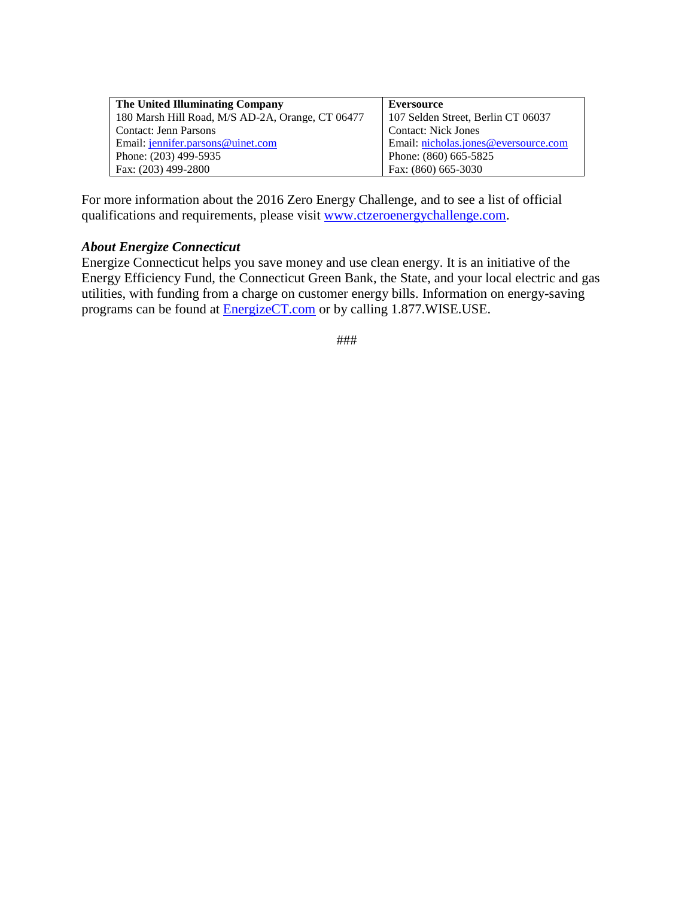| The United Illuminating Company | Eversource |
| --- | --- |
| 180 Marsh Hill Road, M/S AD-2A, Orange, CT 06477 | 107 Selden Street, Berlin CT 06037 |
| Contact: Jenn Parsons | Contact: Nick Jones |
| Email: jennifer.parsons@uinet.com | Email: nicholas.jones@eversource.com |
| Phone: (203) 499-5935 | Phone: (860) 665-5825 |
| Fax: (203) 499-2800 | Fax: (860) 665-3030 |

For more information about the 2016 Zero Energy Challenge, and to see a list of official qualifications and requirements, please visit www.ctzeroenergychallenge.com.

***About Energize Connecticut***

Energize Connecticut helps you save money and use clean energy. It is an initiative of the Energy Efficiency Fund, the Connecticut Green Bank, the State, and your local electric and gas utilities, with funding from a charge on customer energy bills. Information on energy-saving programs can be found at EnergizeCT.com or by calling 1.877.WISE.USE.

###